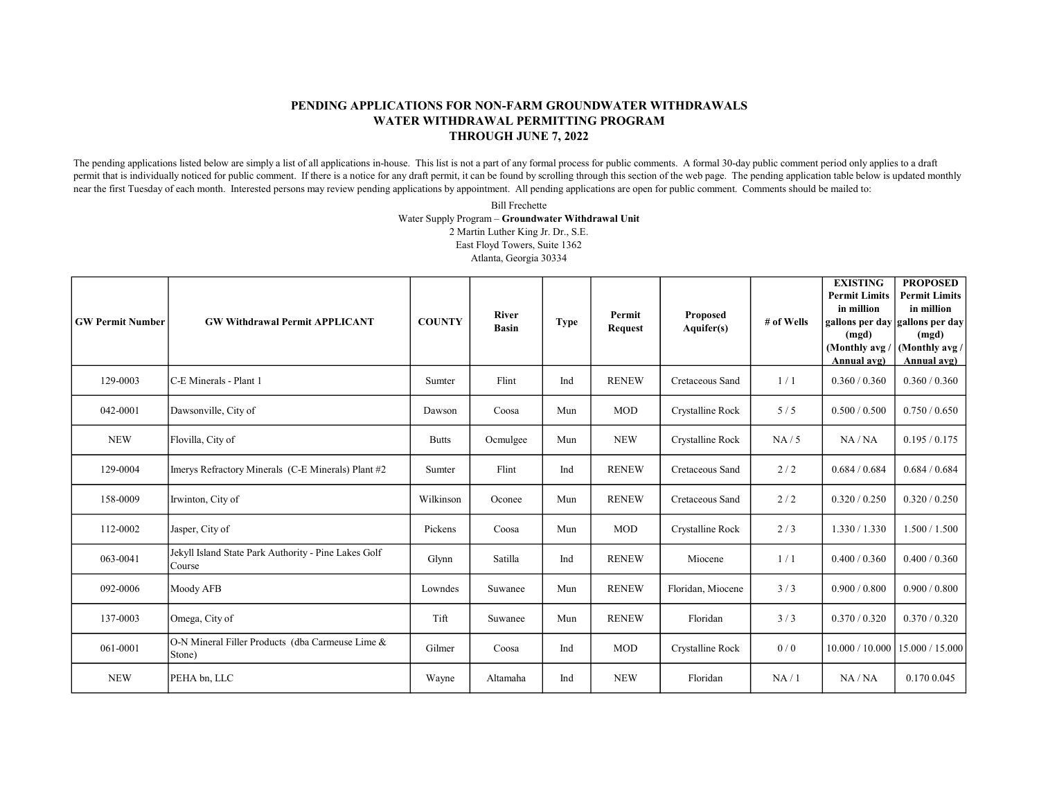# PENDING APPLICATIONS FOR NON-FARM GROUNDWATER WITHDRAWALS
## WATER WITHDRAWAL PERMITTING PROGRAM
## THROUGH JUNE 7, 2022

The pending applications listed below are simply a list of all applications in-house. This list is not a part of any formal process for public comments. A formal 30-day public comment period only applies to a draft permit that is individually noticed for public comment. If there is a notice for any draft permit, it can be found by scrolling through this section of the web page. The pending application table below is updated monthly near the first Tuesday of each month. Interested persons may review pending applications by appointment. All pending applications are open for public comment. Comments should be mailed to:

Bill Frechette
Water Supply Program – **Groundwater Withdrawal Unit**
2 Martin Luther King Jr. Dr., S.E.
East Floyd Towers, Suite 1362
Atlanta, Georgia 30334

| GW Permit Number | GW Withdrawal Permit APPLICANT | COUNTY | River Basin | Type | Permit Request | Proposed Aquifer(s) | # of Wells | EXISTING Permit Limits in million gallons per day (mgd) (Monthly avg / Annual avg) | PROPOSED Permit Limits in million gallons per day (mgd) (Monthly avg / Annual avg) |
|---|---|---|---|---|---|---|---|---|---|
| 129-0003 | C-E Minerals - Plant 1 | Sumter | Flint | Ind | RENEW | Cretaceous Sand | 1 / 1 | 0.360 / 0.360 | 0.360 / 0.360 |
| 042-0001 | Dawsonville, City of | Dawson | Coosa | Mun | MOD | Crystalline Rock | 5 / 5 | 0.500 / 0.500 | 0.750 / 0.650 |
| NEW | Flovilla, City of | Butts | Ocmulgee | Mun | NEW | Crystalline Rock | NA / 5 | NA / NA | 0.195 / 0.175 |
| 129-0004 | Imerys Refractory Minerals (C-E Minerals) Plant #2 | Sumter | Flint | Ind | RENEW | Cretaceous Sand | 2 / 2 | 0.684 / 0.684 | 0.684 / 0.684 |
| 158-0009 | Irwinton, City of | Wilkinson | Oconee | Mun | RENEW | Cretaceous Sand | 2 / 2 | 0.320 / 0.250 | 0.320 / 0.250 |
| 112-0002 | Jasper, City of | Pickens | Coosa | Mun | MOD | Crystalline Rock | 2 / 3 | 1.330 / 1.330 | 1.500 / 1.500 |
| 063-0041 | Jekyll Island State Park Authority - Pine Lakes Golf Course | Glynn | Satilla | Ind | RENEW | Miocene | 1 / 1 | 0.400 / 0.360 | 0.400 / 0.360 |
| 092-0006 | Moody AFB | Lowndes | Suwanee | Mun | RENEW | Floridan, Miocene | 3 / 3 | 0.900 / 0.800 | 0.900 / 0.800 |
| 137-0003 | Omega, City of | Tift | Suwanee | Mun | RENEW | Floridan | 3 / 3 | 0.370 / 0.320 | 0.370 / 0.320 |
| 061-0001 | O-N Mineral Filler Products (dba Carmeuse Lime & Stone) | Gilmer | Coosa | Ind | MOD | Crystalline Rock | 0 / 0 | 10.000 / 10.000 | 15.000 / 15.000 |
| NEW | PEHA bn, LLC | Wayne | Altamaha | Ind | NEW | Floridan | NA / 1 | NA / NA | 0.170 0.045 |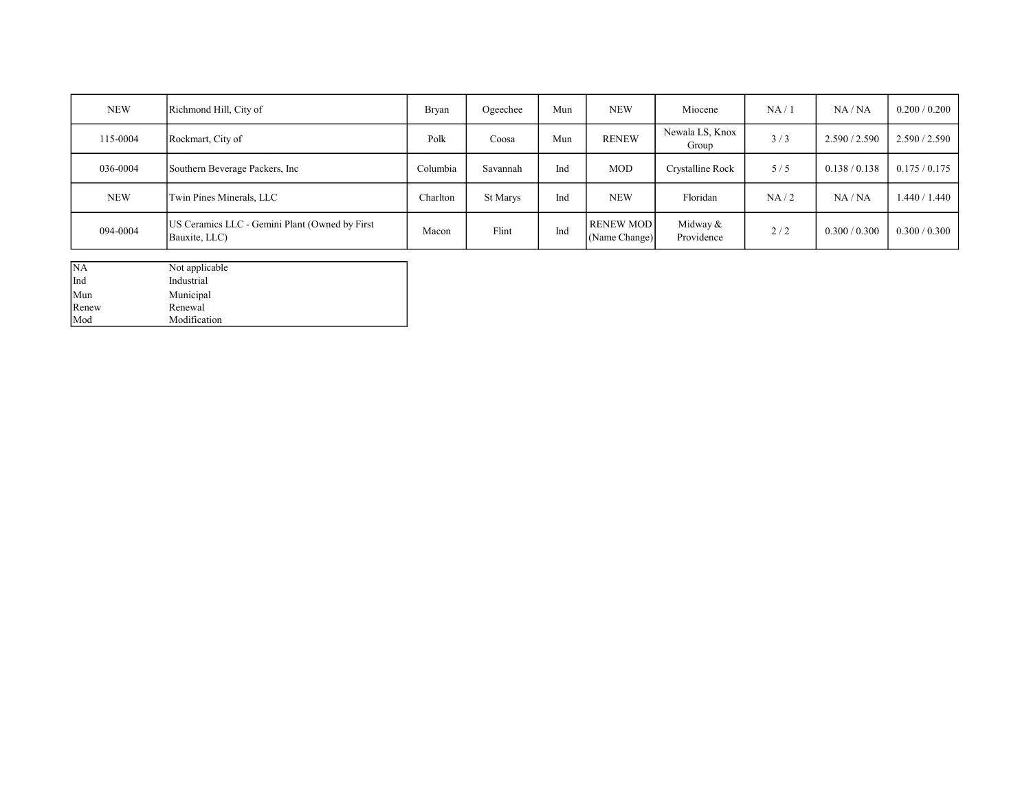| | | | | | | | | | |
|---|---|---|---|---|---|---|---|---|---|
| NEW | Richmond Hill, City of | Bryan | Ogeechee | Mun | NEW | Miocene | NA / 1 | NA / NA | 0.200 / 0.200 |
| 115-0004 | Rockmart, City of | Polk | Coosa | Mun | RENEW | Newala LS, Knox Group | 3 / 3 | 2.590 / 2.590 | 2.590 / 2.590 |
| 036-0004 | Southern Beverage Packers, Inc | Columbia | Savannah | Ind | MOD | Crystalline Rock | 5 / 5 | 0.138 / 0.138 | 0.175 / 0.175 |
| NEW | Twin Pines Minerals, LLC | Charlton | St Marys | Ind | NEW | Floridan | NA / 2 | NA / NA | 1.440 / 1.440 |
| 094-0004 | US Ceramics LLC - Gemini Plant (Owned by First Bauxite, LLC) | Macon | Flint | Ind | RENEW MOD (Name Change) | Midway & Providence | 2 / 2 | 0.300 / 0.300 | 0.300 / 0.300 |

| | |
|---|---|
| NA | Not applicable |
| Ind | Industrial |
| Mun | Municipal |
| Renew | Renewal |
| Mod | Modification |